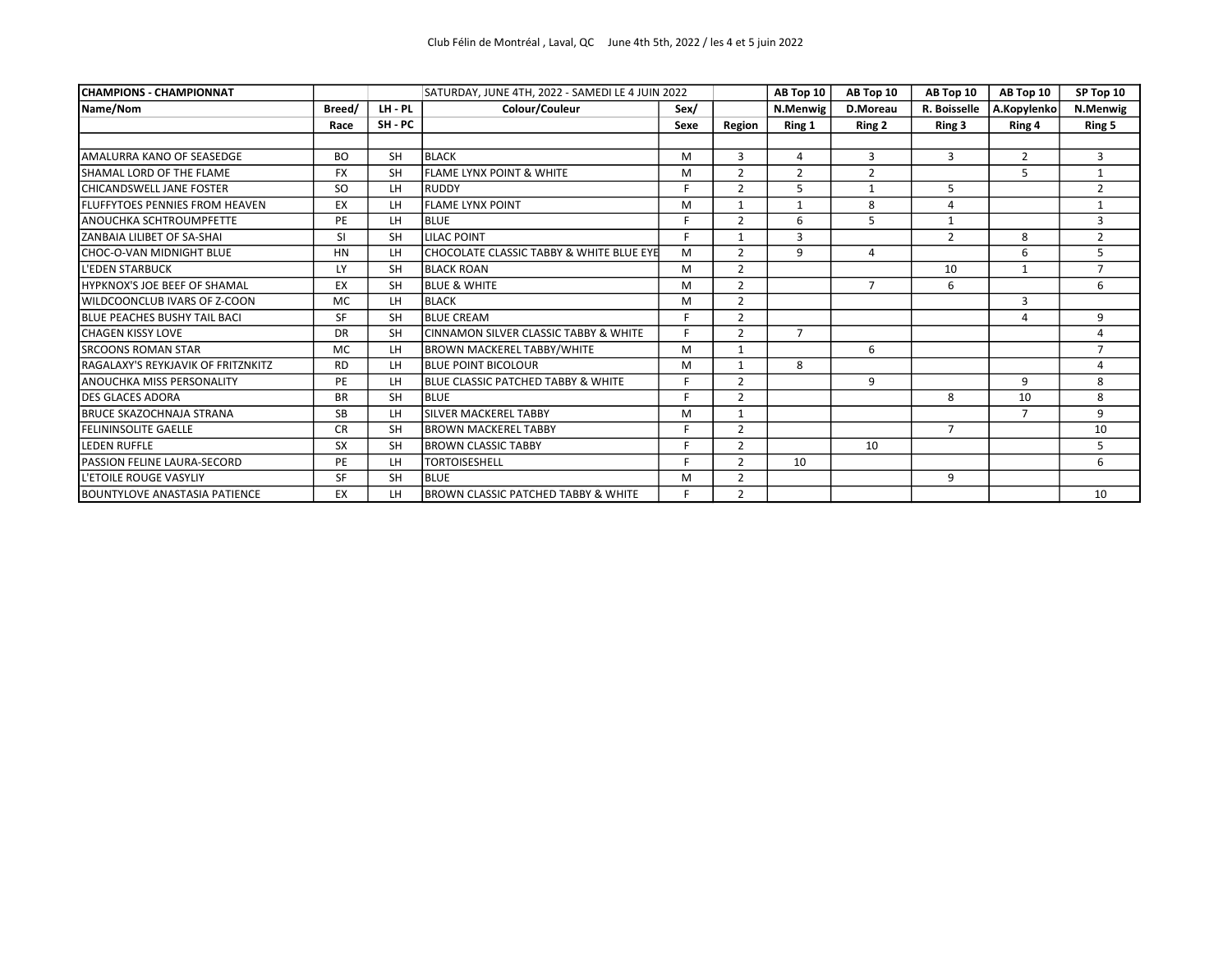Club Félin de Montréal , Laval, QC June 4th 5th, 2022 / les 4 et 5 juin 2022

| CHAMPIONS - CHAMPIONNAT | | | SATURDAY, JUNE 4TH, 2022 - SAMEDI LE 4 JUIN 2022 | | | AB Top 10 | AB Top 10 | AB Top 10 | AB Top 10 | SP Top 10 |
|---|---|---|---|---|---|---|---|---|---|---|
| Name/Nom | Breed/ | LH - PL | Colour/Couleur | Sex/ | | N.Menwig | D.Moreau | R. Boisselle | A.Kopylenko | N.Menwig |
| | Race | SH - PC | | Sexe | Region | Ring 1 | Ring 2 | Ring 3 | Ring 4 | Ring 5 |
| | | | | | | | | | | |
| AMALURRA KANO OF SEASEDGE | BO | SH | BLACK | M | 3 | 4 | 3 | 3 | 2 | 3 |
| SHAMAL LORD OF THE FLAME | FX | SH | FLAME LYNX POINT & WHITE | M | 2 | 2 | 2 | | 5 | 1 |
| CHICANDSWELL JANE FOSTER | SO | LH | RUDDY | F | 2 | 5 | 1 | 5 | | 2 |
| FLUFFYTOES PENNIES FROM HEAVEN | EX | LH | FLAME LYNX POINT | M | 1 | 1 | 8 | 4 | | 1 |
| ANOUCHKA SCHTROUMPFETTE | PE | LH | BLUE | F | 2 | 6 | 5 | 1 | | 3 |
| ZANBAIA LILIBET OF SA-SHAI | SI | SH | LILAC POINT | F | 1 | 3 | | 2 | 8 | 2 |
| CHOC-O-VAN MIDNIGHT BLUE | HN | LH | CHOCOLATE CLASSIC TABBY & WHITE BLUE EYE | M | 2 | 9 | 4 | | 6 | 5 |
| L'EDEN STARBUCK | LY | SH | BLACK ROAN | M | 2 | | | 10 | 1 | 7 |
| HYPKNOX'S JOE BEEF OF SHAMAL | EX | SH | BLUE & WHITE | M | 2 | | 7 | 6 | | 6 |
| WILDCOONCLUB IVARS OF Z-COON | MC | LH | BLACK | M | 2 | | | | 3 | |
| BLUE PEACHES BUSHY TAIL BACI | SF | SH | BLUE CREAM | F | 2 | | | | 4 | 9 |
| CHAGEN KISSY LOVE | DR | SH | CINNAMON SILVER CLASSIC TABBY & WHITE | F | 2 | 7 | | | | 4 |
| SRCOONS ROMAN STAR | MC | LH | BROWN MACKEREL TABBY/WHITE | M | 1 | | 6 | | | 7 |
| RAGALAXY'S REYKJAVIK OF FRITZNKITZ | RD | LH | BLUE POINT BICOLOUR | M | 1 | 8 | | | | 4 |
| ANOUCHKA MISS PERSONALITY | PE | LH | BLUE CLASSIC PATCHED TABBY & WHITE | F | 2 | | 9 | | 9 | 8 |
| DES GLACES ADORA | BR | SH | BLUE | F | 2 | | | 8 | 10 | 8 |
| BRUCE SKAZOCHNAJA STRANA | SB | LH | SILVER MACKEREL TABBY | M | 1 | | | | 7 | 9 |
| FELININSOLITE GAELLE | CR | SH | BROWN MACKEREL TABBY | F | 2 | | | 7 | | 10 |
| LEDEN RUFFLE | SX | SH | BROWN CLASSIC TABBY | F | 2 | | 10 | | | 5 |
| PASSION FELINE LAURA-SECORD | PE | LH | TORTOISESHELL | F | 2 | 10 | | | | 6 |
| L'ETOILE ROUGE VASYLIY | SF | SH | BLUE | M | 2 | | | 9 | | |
| BOUNTYLOVE ANASTASIA PATIENCE | EX | LH | BROWN CLASSIC PATCHED TABBY & WHITE | F | 2 | | | | | 10 |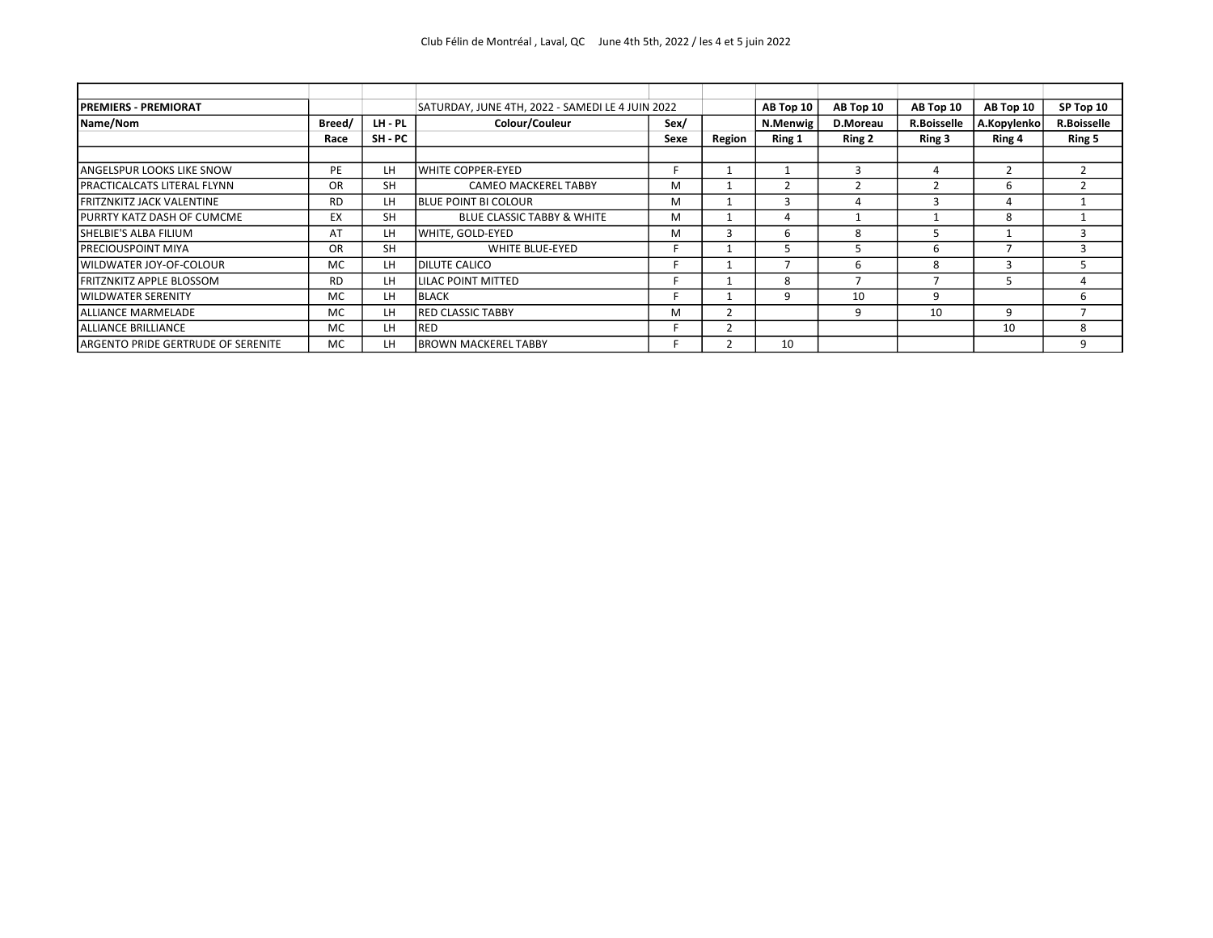| PREMIERS - PREMIORAT | | | SATURDAY, JUNE 4TH, 2022 - SAMEDI LE 4 JUIN 2022 | | | AB Top 10 | AB Top 10 | AB Top 10 | AB Top 10 | SP Top 10 |
|---|---|---|---|---|---|---|---|---|---|---|
| **Name/Nom** | **Breed/** | **LH - PL** | **Colour/Couleur** | **Sex/** | | **N.Menwig** | **D.Moreau** | **R.Boisselle** | **A.Kopylenko** | **R.Boisselle** |
| | **Race** | **SH - PC** | | **Sexe** | **Region** | **Ring 1** | **Ring 2** | **Ring 3** | **Ring 4** | **Ring 5** |
| ANGELSPUR LOOKS LIKE SNOW | PE | LH | WHITE COPPER-EYED | F | 1 | 1 | 3 | 4 | 2 | 2 |
| PRACTICALCATS LITERAL FLYNN | OR | SH | CAMEO MACKEREL TABBY | M | 1 | 2 | 2 | 2 | 6 | 2 |
| FRITZNKITZ JACK VALENTINE | RD | LH | BLUE POINT BI COLOUR | M | 1 | 3 | 4 | 3 | 4 | 1 |
| PURRTY KATZ DASH OF CUMCME | EX | SH | BLUE CLASSIC TABBY & WHITE | M | 1 | 4 | 1 | 1 | 8 | 1 |
| SHELBIE'S ALBA FILIUM | AT | LH | WHITE, GOLD-EYED | M | 3 | 6 | 8 | 5 | 1 | 3 |
| PRECIOUSPOINT MIYA | OR | SH | WHITE BLUE-EYED | F | 1 | 5 | 5 | 6 | 7 | 3 |
| WILDWATER JOY-OF-COLOUR | MC | LH | DILUTE CALICO | F | 1 | 7 | 6 | 8 | 3 | 5 |
| FRITZNKITZ APPLE BLOSSOM | RD | LH | LILAC POINT MITTED | F | 1 | 8 | 7 | 7 | 5 | 4 |
| WILDWATER SERENITY | MC | LH | BLACK | F | 1 | 9 | 10 | 9 | | 6 |
| ALLIANCE MARMELADE | MC | LH | RED CLASSIC TABBY | M | 2 | | 9 | 10 | 9 | 7 |
| ALLIANCE BRILLIANCE | MC | LH | RED | F | 2 | | | | 10 | 8 |
| ARGENTO PRIDE GERTRUDE OF SERENITE | MC | LH | BROWN MACKEREL TABBY | F | 2 | 10 | | | | 9 |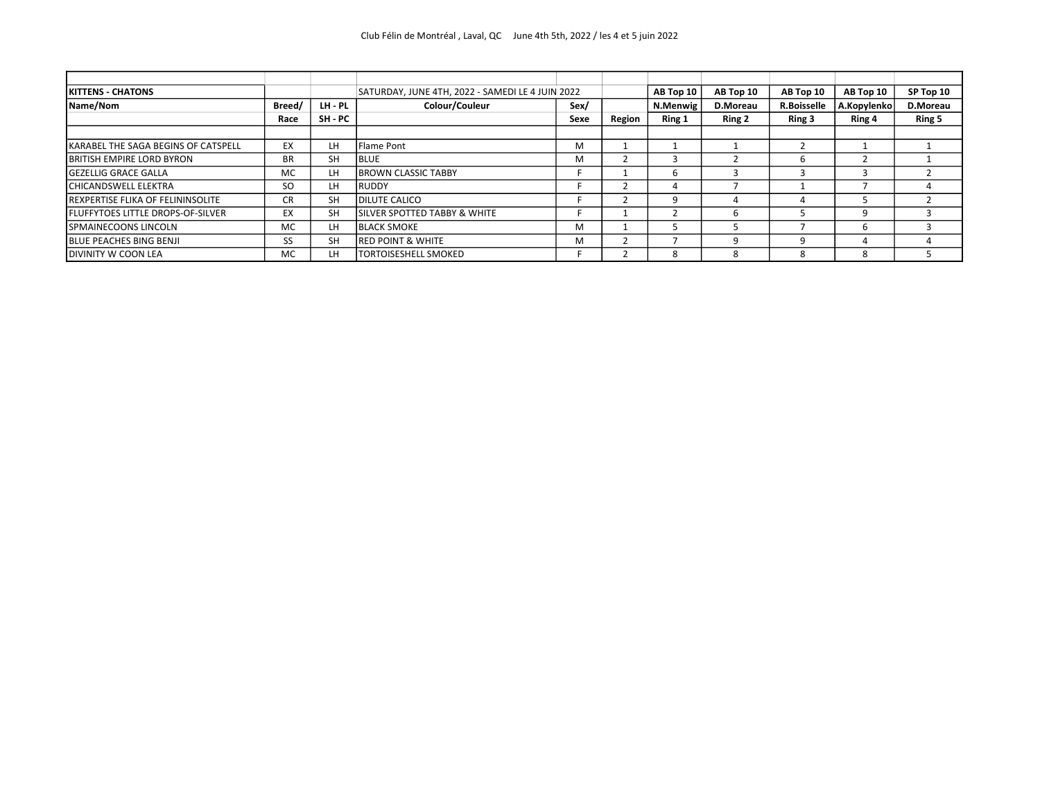Club Félin de Montréal , Laval, QC     June 4th 5th, 2022 / les 4 et 5 juin 2022

| KITTENS - CHATONS | | | SATURDAY, JUNE 4TH, 2022 - SAMEDI LE 4 JUIN 2022 | | | AB Top 10 | AB Top 10 | AB Top 10 | AB Top 10 | SP Top 10 |
|---|---|---|---|---|---|---|---|---|---|---|
| Name/Nom | Breed/ | LH - PL | Colour/Couleur | Sex/ | | N.Menwig | D.Moreau | R.Boisselle | A.Kopylenko | D.Moreau |
| | Race | SH - PC | | Sexe | Region | Ring 1 | Ring 2 | Ring 3 | Ring 4 | Ring 5 |
| KARABEL THE SAGA BEGINS OF CATSPELL | EX | LH | Flame Pont | M | 1 | 1 | 1 | 2 | 1 | 1 |
| BRITISH EMPIRE LORD BYRON | BR | SH | BLUE | M | 2 | 3 | 2 | 6 | 2 | 1 |
| GEZELLIG GRACE GALLA | MC | LH | BROWN CLASSIC TABBY | F | 1 | 6 | 3 | 3 | 3 | 2 |
| CHICANDSWELL ELEKTRA | SO | LH | RUDDY | F | 2 | 4 | 7 | 1 | 7 | 4 |
| REXPERTISE FLIKA OF FELININSOLITE | CR | SH | DILUTE CALICO | F | 2 | 9 | 4 | 4 | 5 | 2 |
| FLUFFYTOES LITTLE DROPS-OF-SILVER | EX | SH | SILVER SPOTTED TABBY & WHITE | F | 1 | 2 | 6 | 5 | 9 | 3 |
| SPMAINECOONS LINCOLN | MC | LH | BLACK SMOKE | M | 1 | 5 | 5 | 7 | 6 | 3 |
| BLUE PEACHES BING BENJI | SS | SH | RED POINT & WHITE | M | 2 | 7 | 9 | 9 | 4 | 4 |
| DIVINITY W COON LEA | MC | LH | TORTOISESHELL SMOKED | F | 2 | 8 | 8 | 8 | 8 | 5 |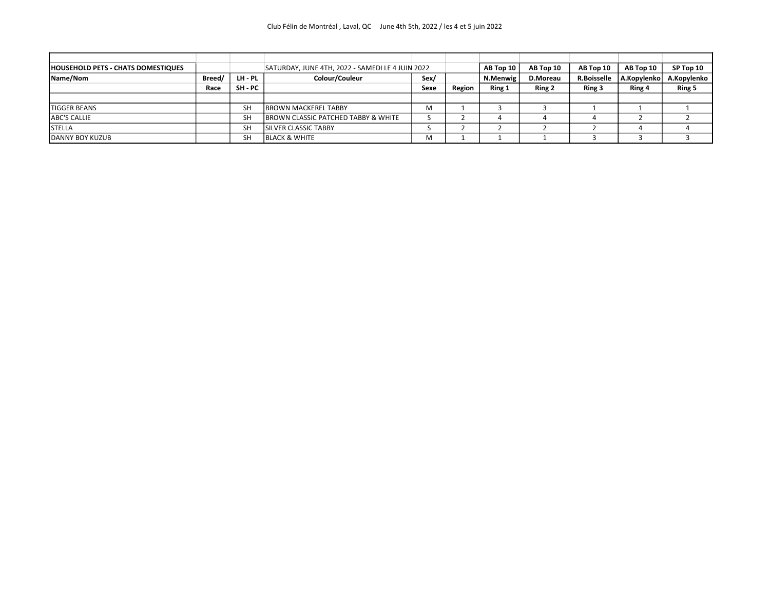Club Félin de Montréal , Laval, QC June 4th 5th, 2022 / les 4 et 5 juin 2022

| HOUSEHOLD PETS - CHATS DOMESTIQUES | | | SATURDAY, JUNE 4TH, 2022 - SAMEDI LE 4 JUIN 2022 | | | AB Top 10 | AB Top 10 | AB Top 10 | AB Top 10 | SP Top 10 |
|---|---|---|---|---|---|---|---|---|---|---|
| Name/Nom | Breed/ | LH - PL | Colour/Couleur | Sex/ | | N.Menwig | D.Moreau | R.Boisselle | A.Kopylenko | A.Kopylenko |
| | Race | SH - PC | | Sexe | Region | Ring 1 | Ring 2 | Ring 3 | Ring 4 | Ring 5 |
| | | | | | | | | | | |
| TIGGER BEANS | | SH | BROWN MACKEREL TABBY | M | 1 | 3 | 3 | 1 | 1 | 1 |
| ABC'S CALLIE | | SH | BROWN CLASSIC PATCHED TABBY & WHITE | S | 2 | 4 | 4 | 4 | 2 | 2 |
| STELLA | | SH | SILVER CLASSIC TABBY | S | 2 | 2 | 2 | 2 | 4 | 4 |
| DANNY BOY KUZUB | | SH | BLACK & WHITE | M | 1 | 1 | 1 | 3 | 3 | 3 |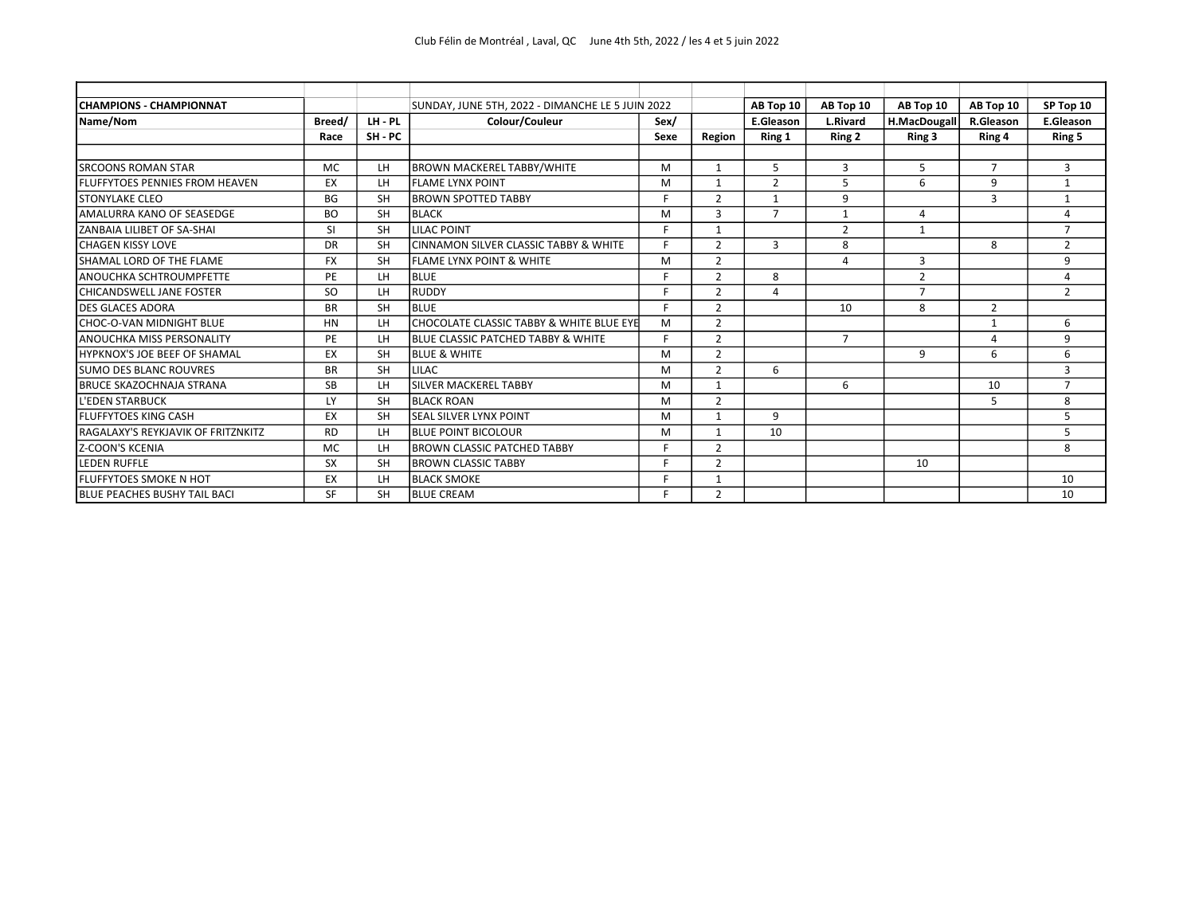Club Félin de Montréal , Laval, QC June 4th 5th, 2022 / les 4 et 5 juin 2022

| CHAMPIONS - CHAMPIONNAT | | | SUNDAY, JUNE 5TH, 2022 - DIMANCHE LE 5 JUIN 2022 | | | AB Top 10 | AB Top 10 | AB Top 10 | AB Top 10 | SP Top 10 |
|---|---|---|---|---|---|---|---|---|---|---|
| Name/Nom | Breed/ | LH - PL | Colour/Couleur | Sex/ | | E.Gleason | L.Rivard | H.MacDougall | R.Gleason | E.Gleason |
| | Race | SH - PC | | Sexe | Region | Ring 1 | Ring 2 | Ring 3 | Ring 4 | Ring 5 |
| SRCOONS ROMAN STAR | MC | LH | BROWN MACKEREL TABBY/WHITE | M | 1 | 5 | 3 | 5 | 7 | 3 |
| FLUFFYTOES PENNIES FROM HEAVEN | EX | LH | FLAME LYNX POINT | M | 1 | 2 | 5 | 6 | 9 | 1 |
| STONYLAKE CLEO | BG | SH | BROWN SPOTTED TABBY | F | 2 | 1 | 9 | | 3 | 1 |
| AMALURRA KANO OF SEASEDGE | BO | SH | BLACK | M | 3 | 7 | 1 | 4 | | 4 |
| ZANBAIA LILIBET OF SA-SHAI | SI | SH | LILAC POINT | F | 1 | | 2 | 1 | | 7 |
| CHAGEN KISSY LOVE | DR | SH | CINNAMON SILVER CLASSIC TABBY & WHITE | F | 2 | 3 | 8 | | 8 | 2 |
| SHAMAL LORD OF THE FLAME | FX | SH | FLAME LYNX POINT & WHITE | M | 2 | | 4 | 3 | | 9 |
| ANOUCHKA SCHTROUMPFETTE | PE | LH | BLUE | F | 2 | 8 | | 2 | | 4 |
| CHICANDSWELL JANE FOSTER | SO | LH | RUDDY | F | 2 | 4 | | 7 | | 2 |
| DES GLACES ADORA | BR | SH | BLUE | F | 2 | | 10 | 8 | 2 | |
| CHOC-O-VAN MIDNIGHT BLUE | HN | LH | CHOCOLATE CLASSIC TABBY & WHITE BLUE EYE | M | 2 | | | | 1 | 6 |
| ANOUCHKA MISS PERSONALITY | PE | LH | BLUE CLASSIC PATCHED TABBY & WHITE | F | 2 | | 7 | | 4 | 9 |
| HYPKNOX'S JOE BEEF OF SHAMAL | EX | SH | BLUE & WHITE | M | 2 | | | 9 | 6 | 6 |
| SUMO DES BLANC ROUVRES | BR | SH | LILAC | M | 2 | 6 | | | | 3 |
| BRUCE SKAZOCHNAJA STRANA | SB | LH | SILVER MACKEREL TABBY | M | 1 | | 6 | | 10 | 7 |
| L'EDEN STARBUCK | LY | SH | BLACK ROAN | M | 2 | | | | 5 | 8 |
| FLUFFYTOES KING CASH | EX | SH | SEAL SILVER LYNX POINT | M | 1 | 9 | | | | 5 |
| RAGALAXY'S REYKJAVIK OF FRITZNKITZ | RD | LH | BLUE POINT BICOLOUR | M | 1 | 10 | | | | 5 |
| Z-COON'S KCENIA | MC | LH | BROWN CLASSIC PATCHED TABBY | F | 2 | | | | | 8 |
| LEDEN RUFFLE | SX | SH | BROWN CLASSIC TABBY | F | 2 | | | 10 | | |
| FLUFFYTOES SMOKE N HOT | EX | LH | BLACK SMOKE | F | 1 | | | | | 10 |
| BLUE PEACHES BUSHY TAIL BACI | SF | SH | BLUE CREAM | F | 2 | | | | | 10 |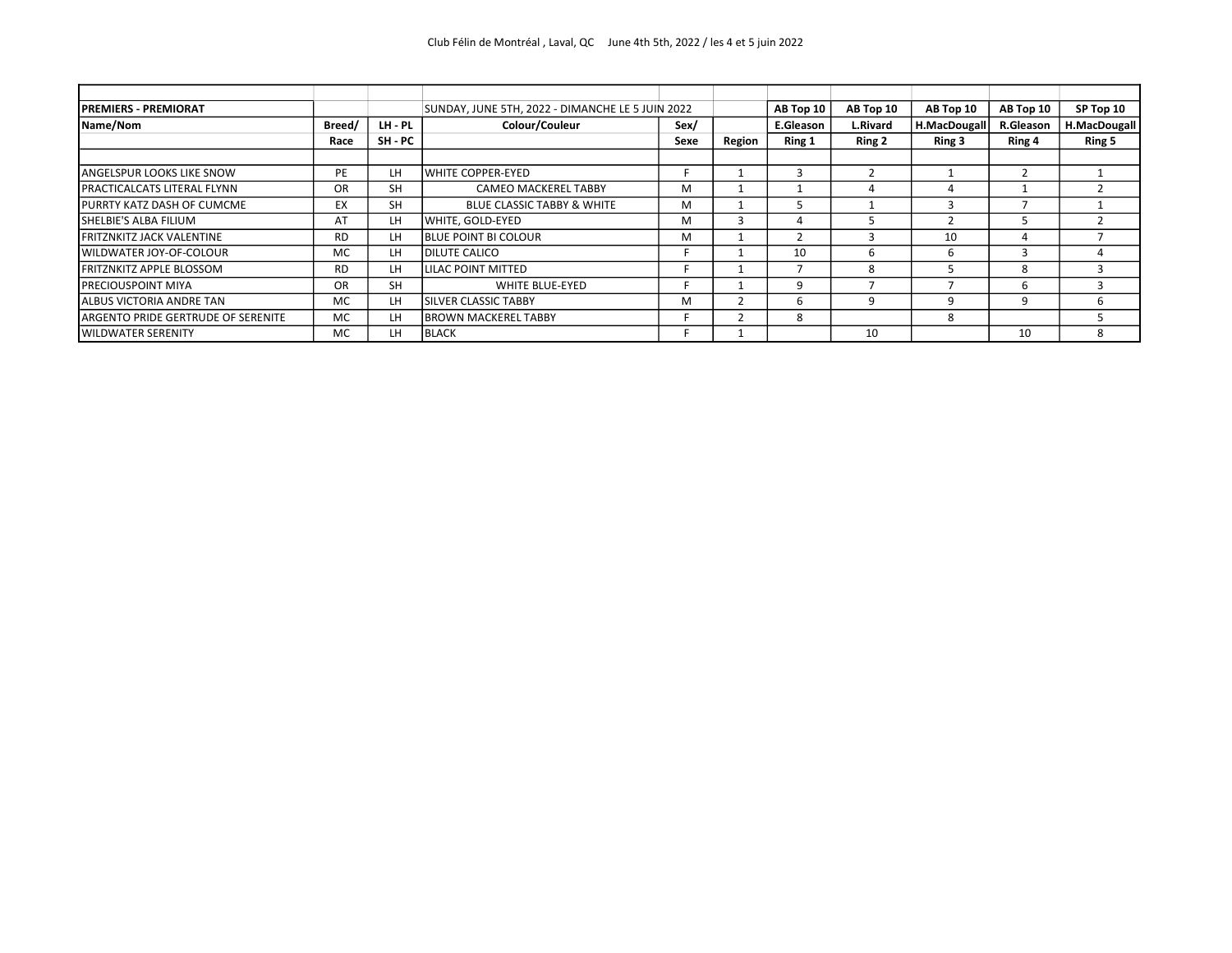Club Félin de Montréal , Laval, QC June 4th 5th, 2022 / les 4 et 5 juin 2022

| PREMIERS - PREMIORAT | | | SUNDAY, JUNE 5TH, 2022 - DIMANCHE LE 5 JUIN 2022 | | | AB Top 10 | AB Top 10 | AB Top 10 | AB Top 10 | SP Top 10 |
|---|---|---|---|---|---|---|---|---|---|---|
| Name/Nom | Breed/ | LH - PL | Colour/Couleur | Sex/ | | E.Gleason | L.Rivard | H.MacDougall | R.Gleason | H.MacDougall |
| | Race | SH - PC | | Sexe | Region | Ring 1 | Ring 2 | Ring 3 | Ring 4 | Ring 5 |
| ANGELSPUR LOOKS LIKE SNOW | PE | LH | WHITE COPPER-EYED | F | 1 | 3 | 2 | 1 | 2 | 1 |
| PRACTICALCATS LITERAL FLYNN | OR | SH | CAMEO MACKEREL TABBY | M | 1 | 1 | 4 | 4 | 1 | 2 |
| PURRTY KATZ DASH OF CUMCME | EX | SH | BLUE CLASSIC TABBY & WHITE | M | 1 | 5 | 1 | 3 | 7 | 1 |
| SHELBIE'S ALBA FILIUM | AT | LH | WHITE, GOLD-EYED | M | 3 | 4 | 5 | 2 | 5 | 2 |
| FRITZNKITZ JACK VALENTINE | RD | LH | BLUE POINT BI COLOUR | M | 1 | 2 | 3 | 10 | 4 | 7 |
| WILDWATER JOY-OF-COLOUR | MC | LH | DILUTE CALICO | F | 1 | 10 | 6 | 6 | 3 | 4 |
| FRITZNKITZ APPLE BLOSSOM | RD | LH | LILAC POINT MITTED | F | 1 | 7 | 8 | 5 | 8 | 3 |
| PRECIOUSPOINT MIYA | OR | SH | WHITE BLUE-EYED | F | 1 | 9 | 7 | 7 | 6 | 3 |
| ALBUS VICTORIA ANDRE TAN | MC | LH | SILVER CLASSIC TABBY | M | 2 | 6 | 9 | 9 | 9 | 6 |
| ARGENTO PRIDE GERTRUDE OF SERENITE | MC | LH | BROWN MACKEREL TABBY | F | 2 | 8 | | 8 | | 5 |
| WILDWATER SERENITY | MC | LH | BLACK | F | 1 | | 10 | | 10 | 8 |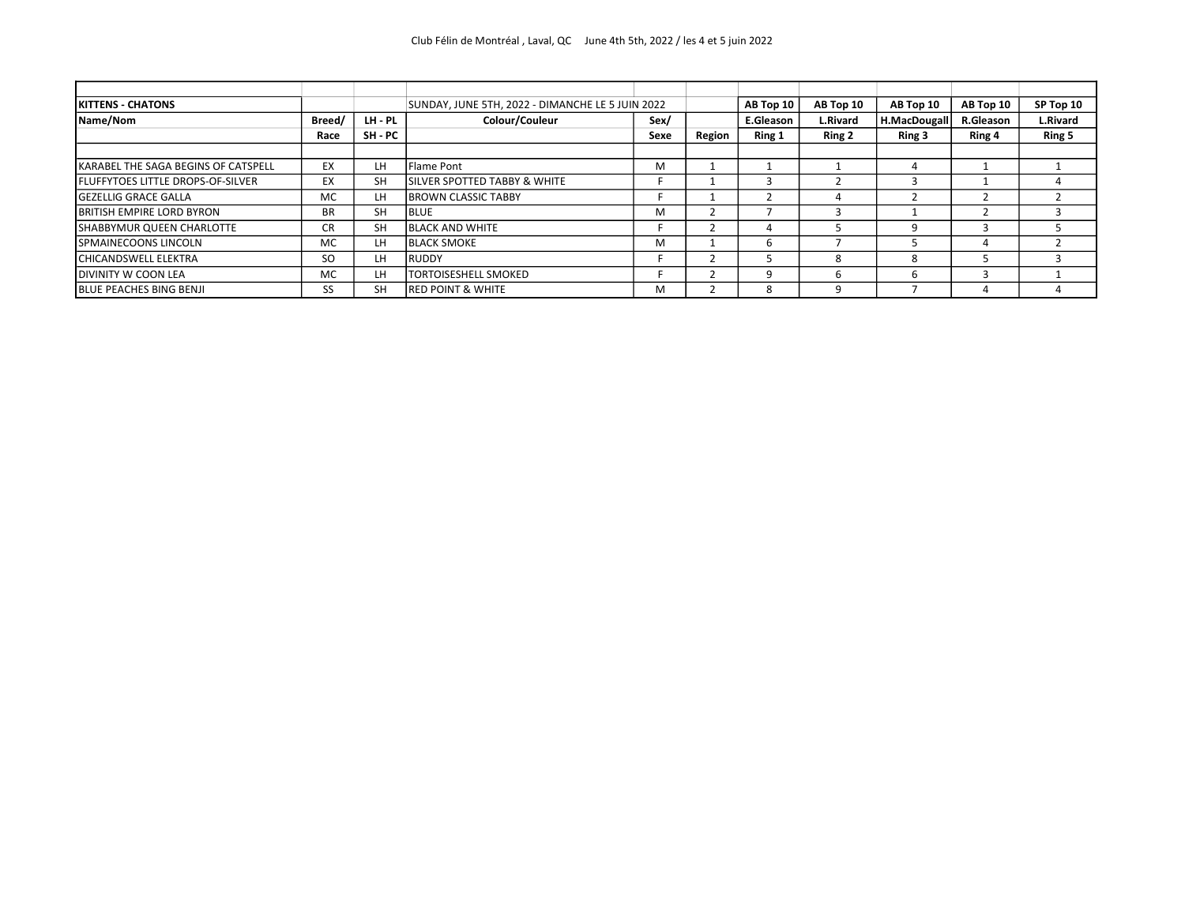Club Félin de Montréal , Laval, QC June 4th 5th, 2022 / les 4 et 5 juin 2022

| KITTENS - CHATONS | | | SUNDAY, JUNE 5TH, 2022 - DIMANCHE LE 5 JUIN 2022 | | | AB Top 10 | AB Top 10 | AB Top 10 | AB Top 10 | SP Top 10 |
|---|---|---|---|---|---|---|---|---|---|---|
| Name/Nom | Breed/ | LH - PL | Colour/Couleur | Sex/ | | E.Gleason | L.Rivard | H.MacDougall | R.Gleason | L.Rivard |
| | Race | SH - PC | | Sexe | Region | Ring 1 | Ring 2 | Ring 3 | Ring 4 | Ring 5 |
| KARABEL THE SAGA BEGINS OF CATSPELL | EX | LH | Flame Pont | M | 1 | 1 | 1 | 4 | 1 | 1 |
| FLUFFYTOES LITTLE DROPS-OF-SILVER | EX | SH | SILVER SPOTTED TABBY & WHITE | F | 1 | 3 | 2 | 3 | 1 | 4 |
| GEZELLIG GRACE GALLA | MC | LH | BROWN CLASSIC TABBY | F | 1 | 2 | 4 | 2 | 2 | 2 |
| BRITISH EMPIRE LORD BYRON | BR | SH | BLUE | M | 2 | 7 | 3 | 1 | 2 | 3 |
| SHABBYMUR QUEEN CHARLOTTE | CR | SH | BLACK AND WHITE | F | 2 | 4 | 5 | 9 | 3 | 5 |
| SPMAINECOONS LINCOLN | MC | LH | BLACK SMOKE | M | 1 | 6 | 7 | 5 | 4 | 2 |
| CHICANDSWELL ELEKTRA | SO | LH | RUDDY | F | 2 | 5 | 8 | 8 | 5 | 3 |
| DIVINITY W COON LEA | MC | LH | TORTOISESHELL SMOKED | F | 2 | 9 | 6 | 6 | 3 | 1 |
| BLUE PEACHES BING BENJI | SS | SH | RED POINT & WHITE | M | 2 | 8 | 9 | 7 | 4 | 4 |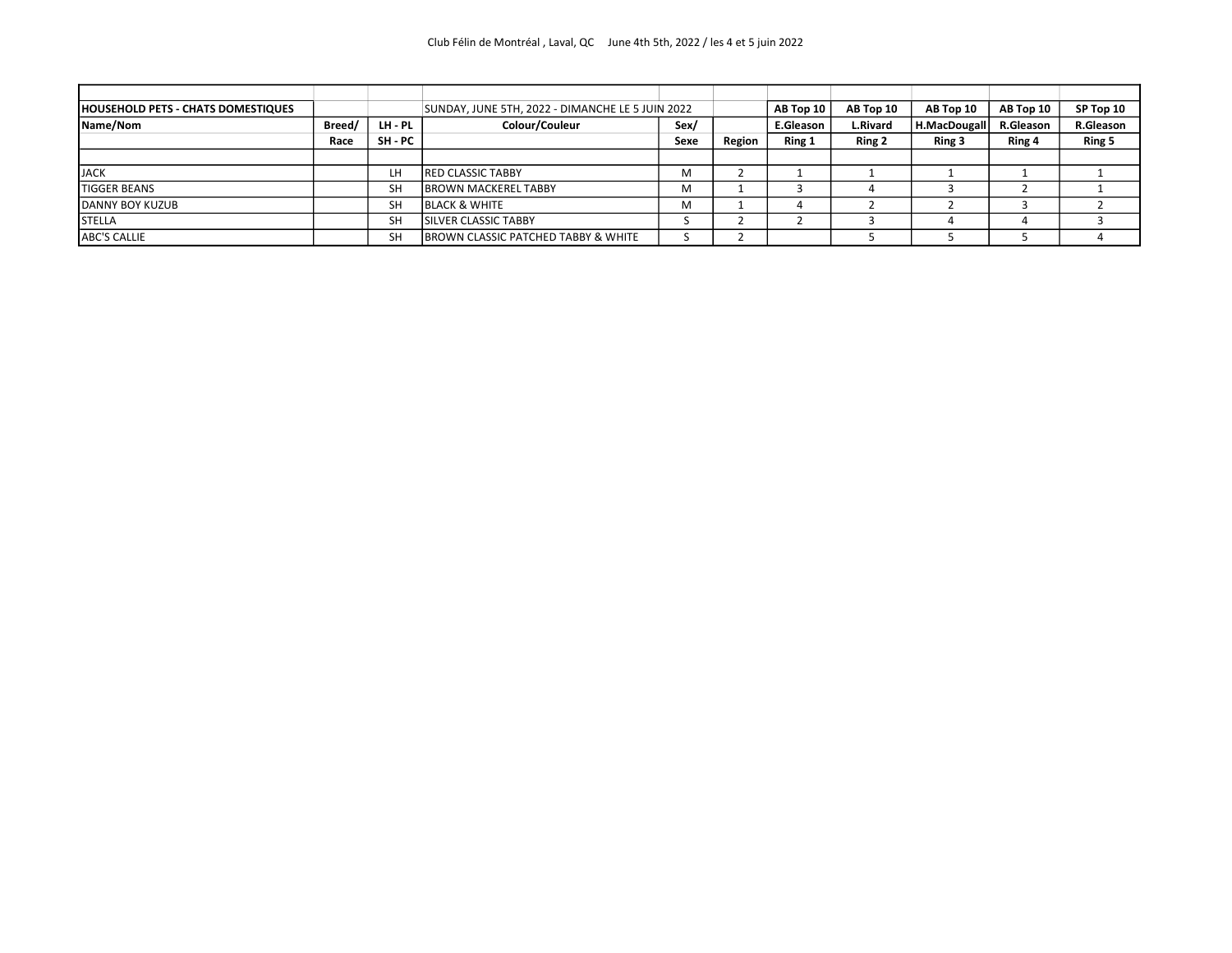Club Félin de Montréal , Laval, QC     June 4th 5th, 2022 / les 4 et 5 juin 2022

| | | | | | | | | | | |
|---|---|---|---|---|---|---|---|---|---|---|
| **HOUSEHOLD PETS - CHATS DOMESTIQUES** | | | SUNDAY, JUNE 5TH, 2022 - DIMANCHE LE 5 JUIN 2022 | | | **AB Top 10** | **AB Top 10** | **AB Top 10** | **AB Top 10** | **SP Top 10** |
| **Name/Nom** | **Breed/** | **LH - PL** | **Colour/Couleur** | **Sex/** | | **E.Gleason** | **L.Rivard** | **H.MacDougall** | **R.Gleason** | **R.Gleason** |
| | **Race** | **SH - PC** | | **Sexe** | **Region** | **Ring 1** | **Ring 2** | **Ring 3** | **Ring 4** | **Ring 5** |
| | | | | | | | | | | |
| JACK | | LH | RED CLASSIC TABBY | M | 2 | 1 | 1 | 1 | 1 | 1 |
| TIGGER BEANS | | SH | BROWN MACKEREL TABBY | M | 1 | 3 | 4 | 3 | 2 | 1 |
| DANNY BOY KUZUB | | SH | BLACK & WHITE | M | 1 | 4 | 2 | 2 | 3 | 2 |
| STELLA | | SH | SILVER CLASSIC TABBY | S | 2 | 2 | 3 | 4 | 4 | 3 |
| ABC'S CALLIE | | SH | BROWN CLASSIC PATCHED TABBY & WHITE | S | 2 | | 5 | 5 | 5 | 4 |